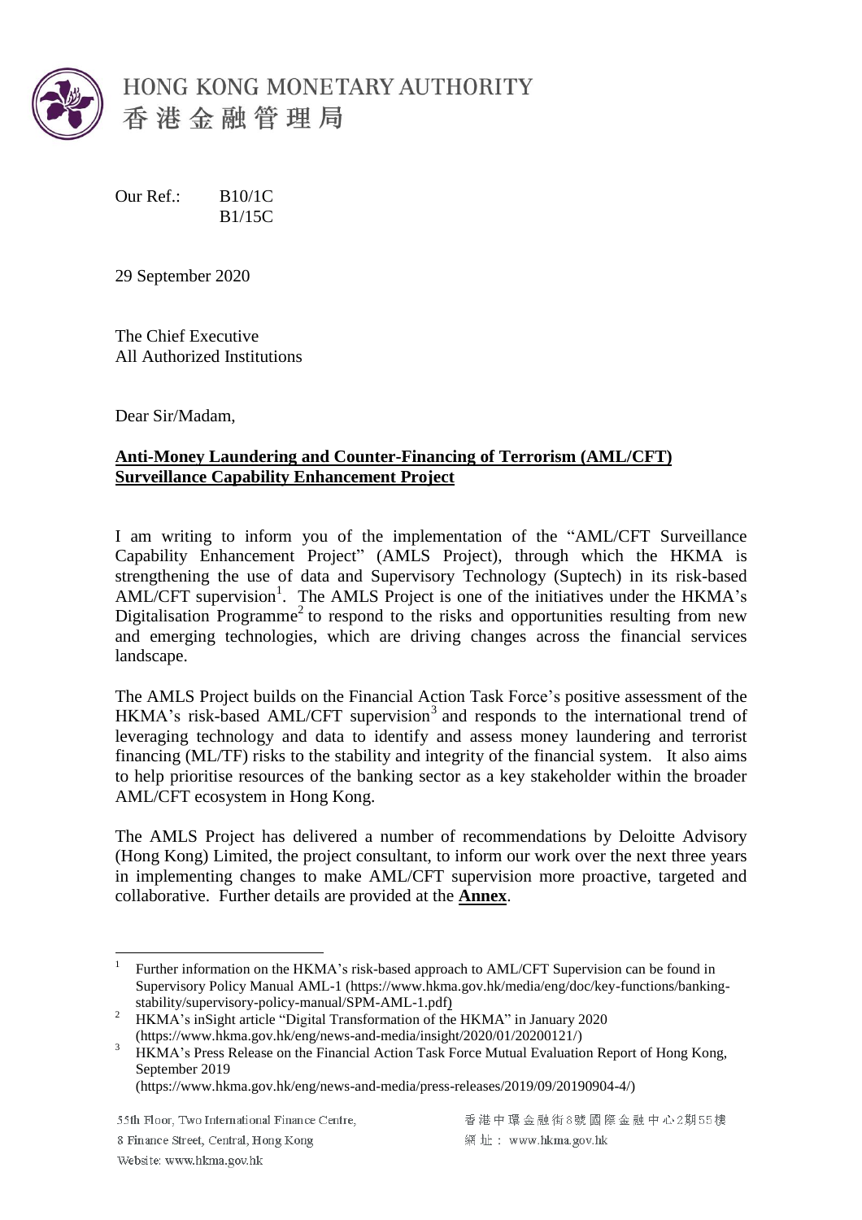HONG KONG MONETARY AUTHORITY
香港金融管理局

Our Ref.: B10/1C
B1/15C

29 September 2020

The Chief Executive
All Authorized Institutions

Dear Sir/Madam,

**Anti-Money Laundering and Counter-Financing of Terrorism (AML/CFT) Surveillance Capability Enhancement Project**

I am writing to inform you of the implementation of the "AML/CFT Surveillance Capability Enhancement Project" (AMLS Project), through which the HKMA is strengthening the use of data and Supervisory Technology (Suptech) in its risk-based AML/CFT supervision[1]. The AMLS Project is one of the initiatives under the HKMA's Digitalisation Programme[2] to respond to the risks and opportunities resulting from new and emerging technologies, which are driving changes across the financial services landscape.

The AMLS Project builds on the Financial Action Task Force's positive assessment of the HKMA's risk-based AML/CFT supervision[3] and responds to the international trend of leveraging technology and data to identify and assess money laundering and terrorist financing (ML/TF) risks to the stability and integrity of the financial system. It also aims to help prioritise resources of the banking sector as a key stakeholder within the broader AML/CFT ecosystem in Hong Kong.

The AMLS Project has delivered a number of recommendations by Deloitte Advisory (Hong Kong) Limited, the project consultant, to inform our work over the next three years in implementing changes to make AML/CFT supervision more proactive, targeted and collaborative. Further details are provided at the **Annex**.

---

[1] Further information on the HKMA's risk-based approach to AML/CFT Supervision can be found in Supervisory Policy Manual AML-1 (https://www.hkma.gov.hk/media/eng/doc/key-functions/banking-stability/supervisory-policy-manual/SPM-AML-1.pdf)

[2] HKMA's inSight article "Digital Transformation of the HKMA" in January 2020 (https://www.hkma.gov.hk/eng/news-and-media/insight/2020/01/20200121/)

[3] HKMA's Press Release on the Financial Action Task Force Mutual Evaluation Report of Hong Kong, September 2019 (https://www.hkma.gov.hk/eng/news-and-media/press-releases/2019/09/20190904-4/)

55th Floor, Two International Finance Centre, 8 Finance Street, Central, Hong Kong
Website: www.hkma.gov.hk

香港中環金融街8號國際金融中心2期55樓
網址：www.hkma.gov.hk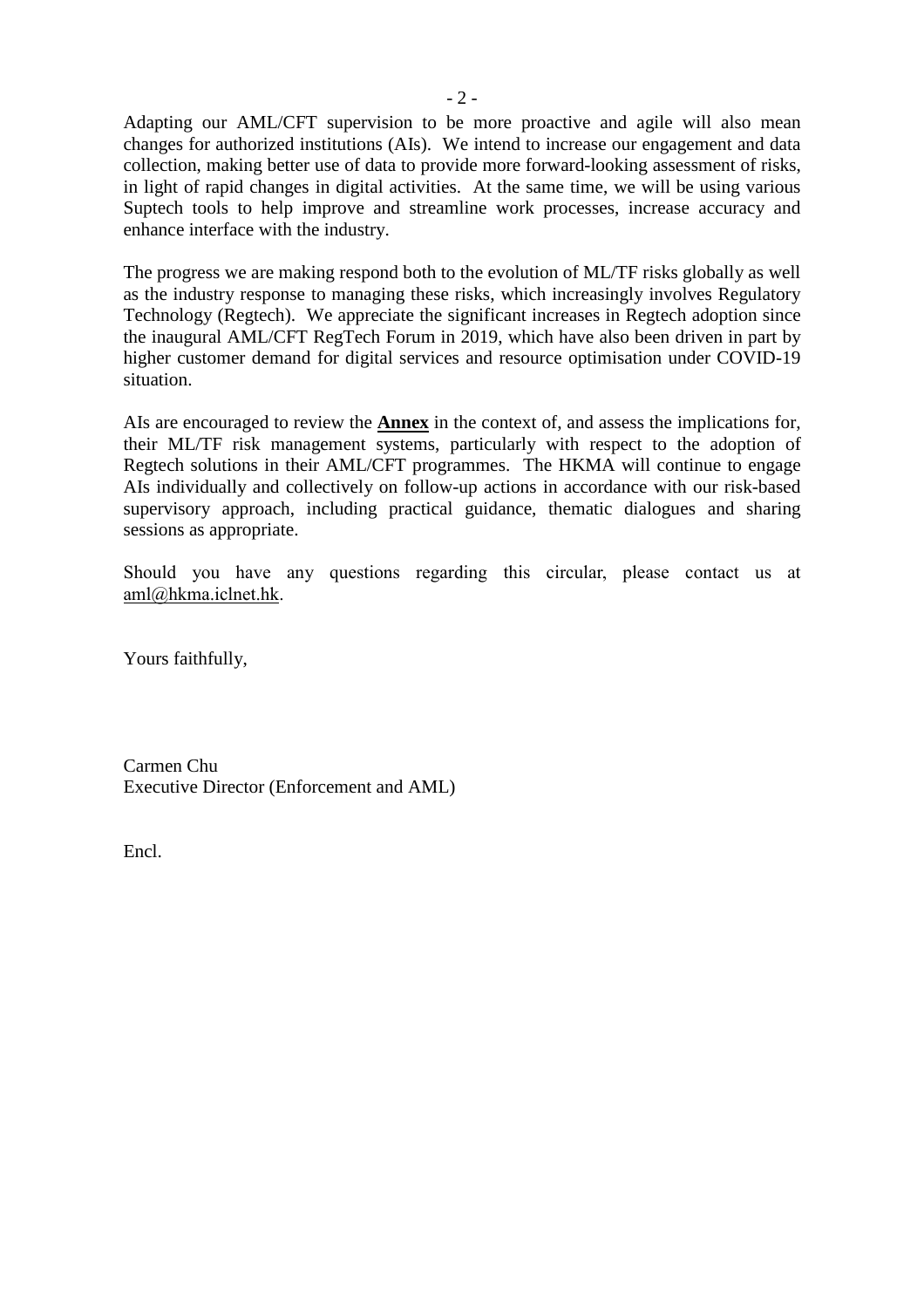Adapting our AML/CFT supervision to be more proactive and agile will also mean changes for authorized institutions (AIs). We intend to increase our engagement and data collection, making better use of data to provide more forward-looking assessment of risks, in light of rapid changes in digital activities. At the same time, we will be using various Suptech tools to help improve and streamline work processes, increase accuracy and enhance interface with the industry.

The progress we are making respond both to the evolution of ML/TF risks globally as well as the industry response to managing these risks, which increasingly involves Regulatory Technology (Regtech). We appreciate the significant increases in Regtech adoption since the inaugural AML/CFT RegTech Forum in 2019, which have also been driven in part by higher customer demand for digital services and resource optimisation under COVID-19 situation.

AIs are encouraged to review the **Annex** in the context of, and assess the implications for, their ML/TF risk management systems, particularly with respect to the adoption of Regtech solutions in their AML/CFT programmes. The HKMA will continue to engage AIs individually and collectively on follow-up actions in accordance with our risk-based supervisory approach, including practical guidance, thematic dialogues and sharing sessions as appropriate.

Should you have any questions regarding this circular, please contact us at aml@hkma.iclnet.hk.

Yours faithfully,

Carmen Chu
Executive Director (Enforcement and AML)

Encl.